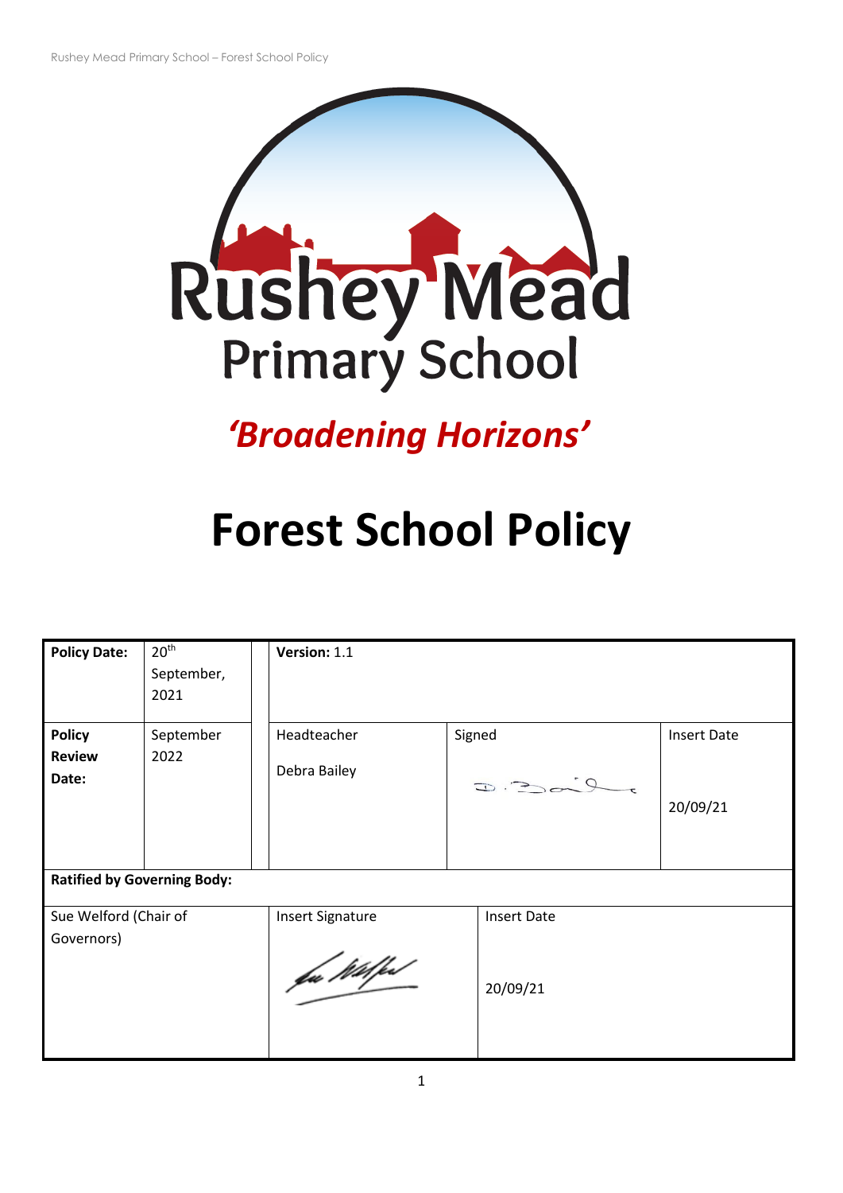Rushey Mead
Primary School

*'Broadening Horizons'*

# Forest School Policy

| **Policy Date:** | 20th September, 2021 | **Version:** 1.1 | | |
|---|---|---|---|---|
| **Policy Review Date:** | September 2022 | Headteacher<br><br>Debra Bailey | Signed | Insert Date<br><br>20/09/21 |
| **Ratified by Governing Body:** | | | | |
| Sue Welford (Chair of Governors) | | Insert Signature | Insert Date<br><br>20/09/21 | |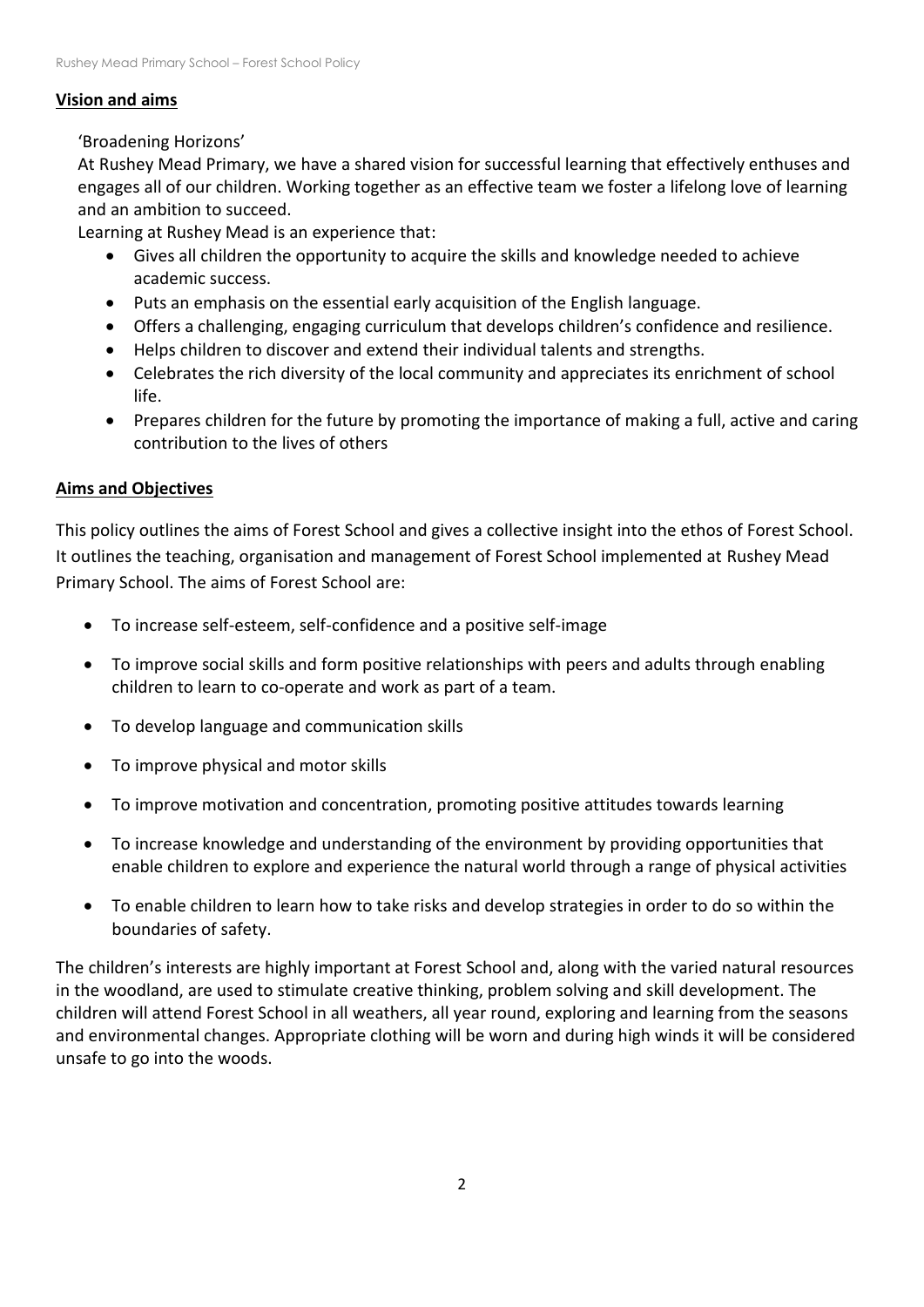## **Vision and aims**

'Broadening Horizons'

At Rushey Mead Primary, we have a shared vision for successful learning that effectively enthuses and engages all of our children. Working together as an effective team we foster a lifelong love of learning and an ambition to succeed.

Learning at Rushey Mead is an experience that:

- Gives all children the opportunity to acquire the skills and knowledge needed to achieve academic success.
- Puts an emphasis on the essential early acquisition of the English language.
- Offers a challenging, engaging curriculum that develops children's confidence and resilience.
- Helps children to discover and extend their individual talents and strengths.
- Celebrates the rich diversity of the local community and appreciates its enrichment of school life.
- Prepares children for the future by promoting the importance of making a full, active and caring contribution to the lives of others

## **Aims and Objectives**

This policy outlines the aims of Forest School and gives a collective insight into the ethos of Forest School. It outlines the teaching, organisation and management of Forest School implemented at Rushey Mead Primary School. The aims of Forest School are:

- To increase self-esteem, self-confidence and a positive self-image
- To improve social skills and form positive relationships with peers and adults through enabling children to learn to co-operate and work as part of a team.
- To develop language and communication skills
- To improve physical and motor skills
- To improve motivation and concentration, promoting positive attitudes towards learning
- To increase knowledge and understanding of the environment by providing opportunities that enable children to explore and experience the natural world through a range of physical activities
- To enable children to learn how to take risks and develop strategies in order to do so within the boundaries of safety.

The children's interests are highly important at Forest School and, along with the varied natural resources in the woodland, are used to stimulate creative thinking, problem solving and skill development. The children will attend Forest School in all weathers, all year round, exploring and learning from the seasons and environmental changes. Appropriate clothing will be worn and during high winds it will be considered unsafe to go into the woods.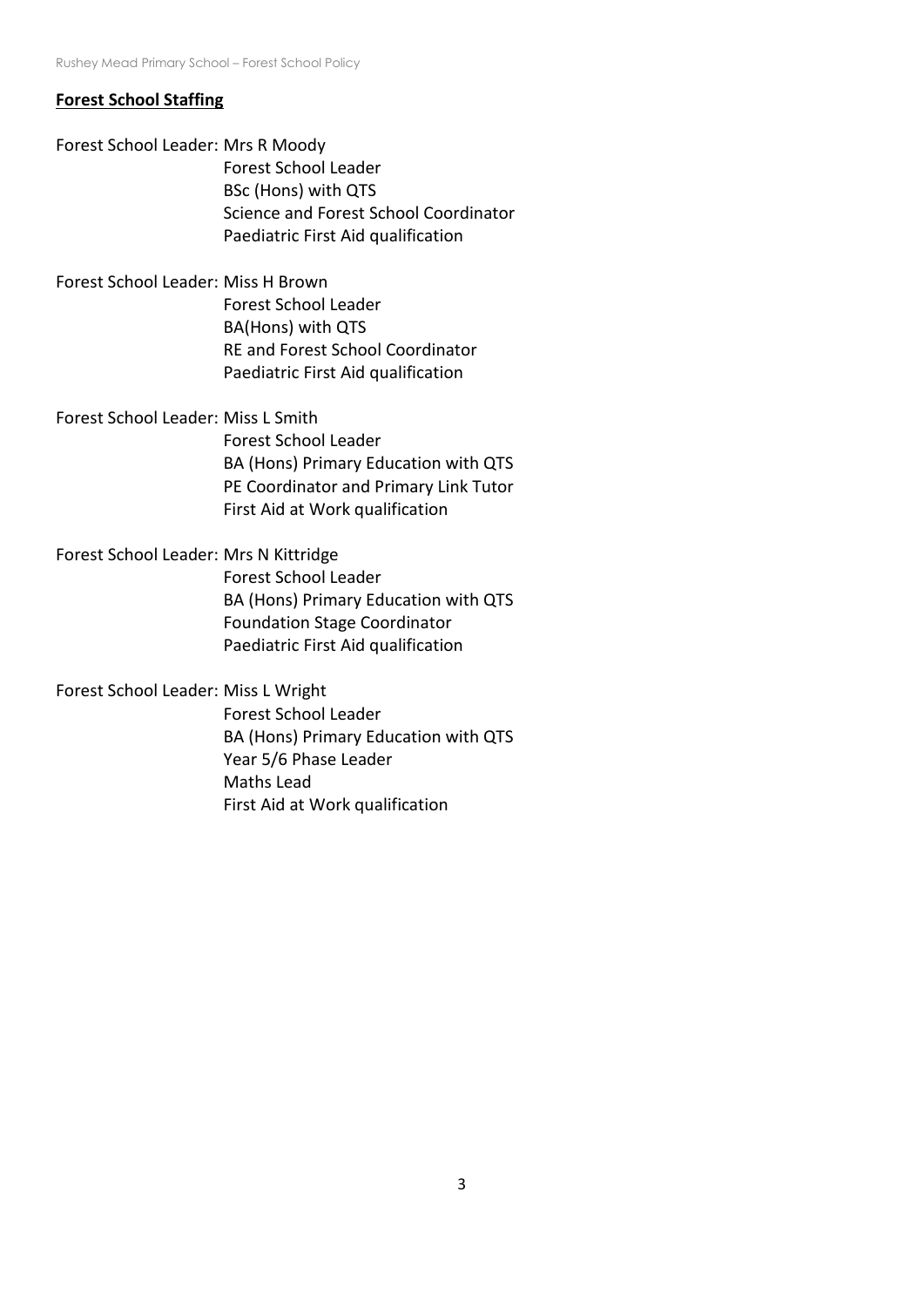## **Forest School Staffing**

Forest School Leader: Mrs R Moody
Forest School Leader
BSc (Hons) with QTS
Science and Forest School Coordinator
Paediatric First Aid qualification

Forest School Leader: Miss H Brown
Forest School Leader
BA(Hons) with QTS
RE and Forest School Coordinator
Paediatric First Aid qualification

Forest School Leader: Miss L Smith
Forest School Leader
BA (Hons) Primary Education with QTS
PE Coordinator and Primary Link Tutor
First Aid at Work qualification

Forest School Leader: Mrs N Kittridge
Forest School Leader
BA (Hons) Primary Education with QTS
Foundation Stage Coordinator
Paediatric First Aid qualification

Forest School Leader: Miss L Wright
Forest School Leader
BA (Hons) Primary Education with QTS
Year 5/6 Phase Leader
Maths Lead
First Aid at Work qualification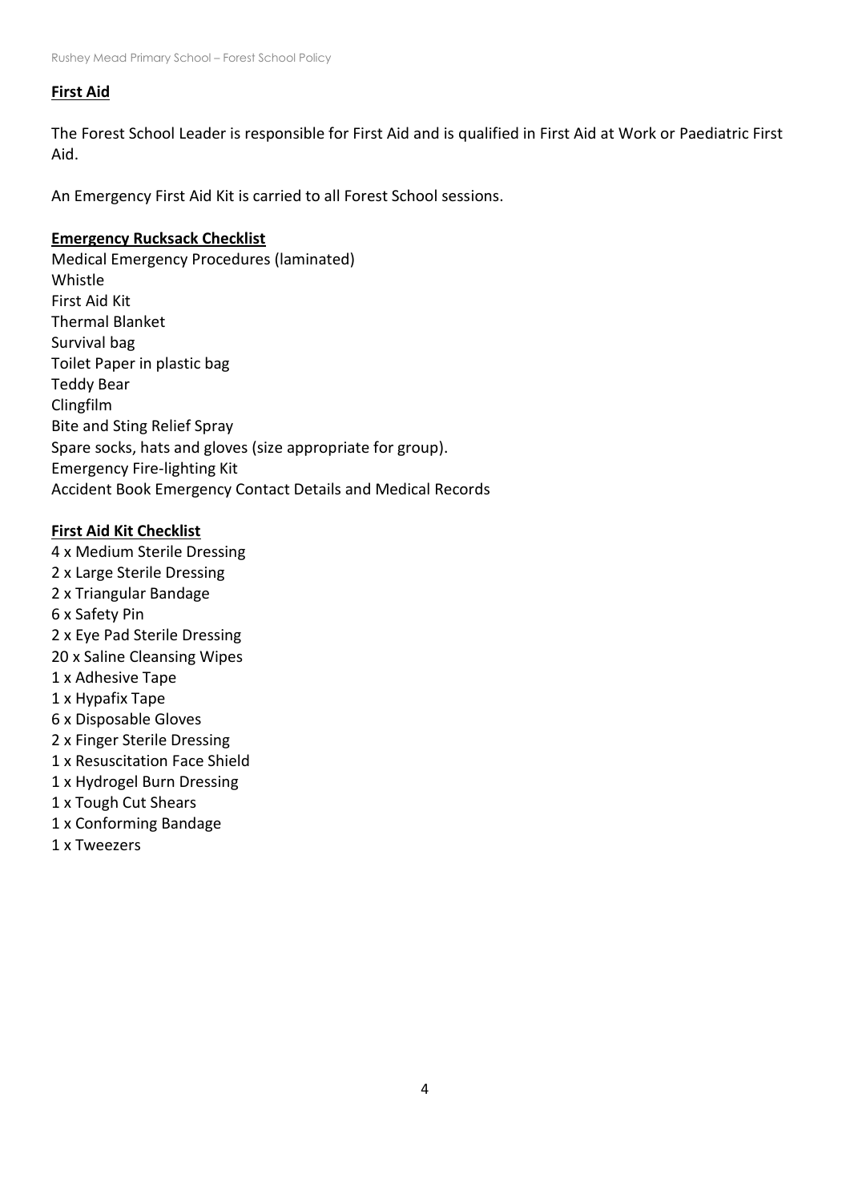## First Aid

The Forest School Leader is responsible for First Aid and is qualified in First Aid at Work or Paediatric First Aid.

An Emergency First Aid Kit is carried to all Forest School sessions.

### Emergency Rucksack Checklist

Medical Emergency Procedures (laminated)
Whistle
First Aid Kit
Thermal Blanket
Survival bag
Toilet Paper in plastic bag
Teddy Bear
Clingfilm
Bite and Sting Relief Spray
Spare socks, hats and gloves (size appropriate for group).
Emergency Fire-lighting Kit
Accident Book Emergency Contact Details and Medical Records

### First Aid Kit Checklist

4 x Medium Sterile Dressing
2 x Large Sterile Dressing
2 x Triangular Bandage
6 x Safety Pin
2 x Eye Pad Sterile Dressing
20 x Saline Cleansing Wipes
1 x Adhesive Tape
1 x Hypafix Tape
6 x Disposable Gloves
2 x Finger Sterile Dressing
1 x Resuscitation Face Shield
1 x Hydrogel Burn Dressing
1 x Tough Cut Shears
1 x Conforming Bandage
1 x Tweezers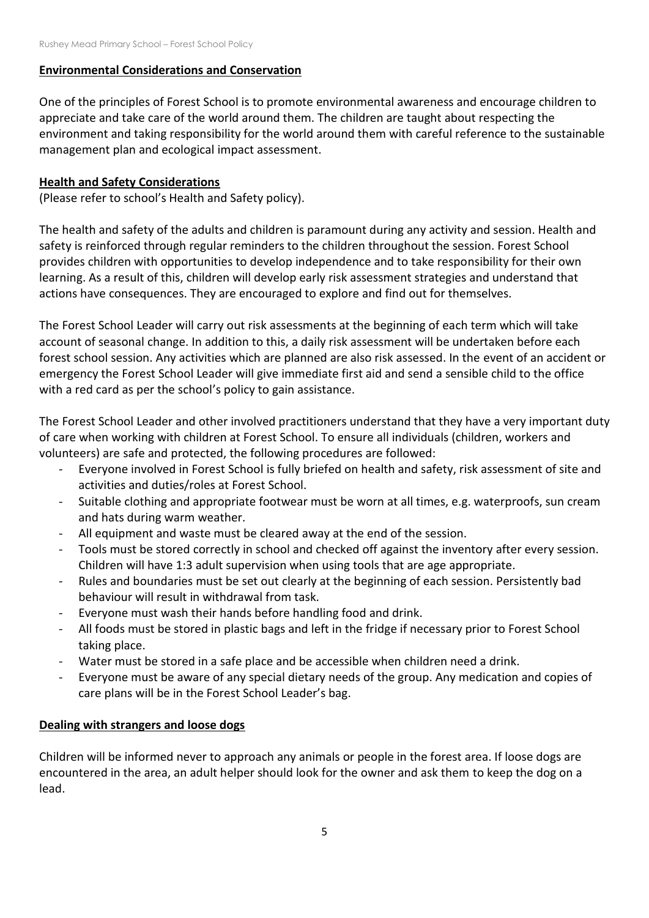## Environmental Considerations and Conservation

One of the principles of Forest School is to promote environmental awareness and encourage children to appreciate and take care of the world around them. The children are taught about respecting the environment and taking responsibility for the world around them with careful reference to the sustainable management plan and ecological impact assessment.

## Health and Safety Considerations

(Please refer to school's Health and Safety policy).

The health and safety of the adults and children is paramount during any activity and session. Health and safety is reinforced through regular reminders to the children throughout the session. Forest School provides children with opportunities to develop independence and to take responsibility for their own learning. As a result of this, children will develop early risk assessment strategies and understand that actions have consequences. They are encouraged to explore and find out for themselves.

The Forest School Leader will carry out risk assessments at the beginning of each term which will take account of seasonal change. In addition to this, a daily risk assessment will be undertaken before each forest school session. Any activities which are planned are also risk assessed. In the event of an accident or emergency the Forest School Leader will give immediate first aid and send a sensible child to the office with a red card as per the school's policy to gain assistance.

The Forest School Leader and other involved practitioners understand that they have a very important duty of care when working with children at Forest School. To ensure all individuals (children, workers and volunteers) are safe and protected, the following procedures are followed:

- Everyone involved in Forest School is fully briefed on health and safety, risk assessment of site and activities and duties/roles at Forest School.
- Suitable clothing and appropriate footwear must be worn at all times, e.g. waterproofs, sun cream and hats during warm weather.
- All equipment and waste must be cleared away at the end of the session.
- Tools must be stored correctly in school and checked off against the inventory after every session. Children will have 1:3 adult supervision when using tools that are age appropriate.
- Rules and boundaries must be set out clearly at the beginning of each session. Persistently bad behaviour will result in withdrawal from task.
- Everyone must wash their hands before handling food and drink.
- All foods must be stored in plastic bags and left in the fridge if necessary prior to Forest School taking place.
- Water must be stored in a safe place and be accessible when children need a drink.
- Everyone must be aware of any special dietary needs of the group. Any medication and copies of care plans will be in the Forest School Leader's bag.

## Dealing with strangers and loose dogs

Children will be informed never to approach any animals or people in the forest area. If loose dogs are encountered in the area, an adult helper should look for the owner and ask them to keep the dog on a lead.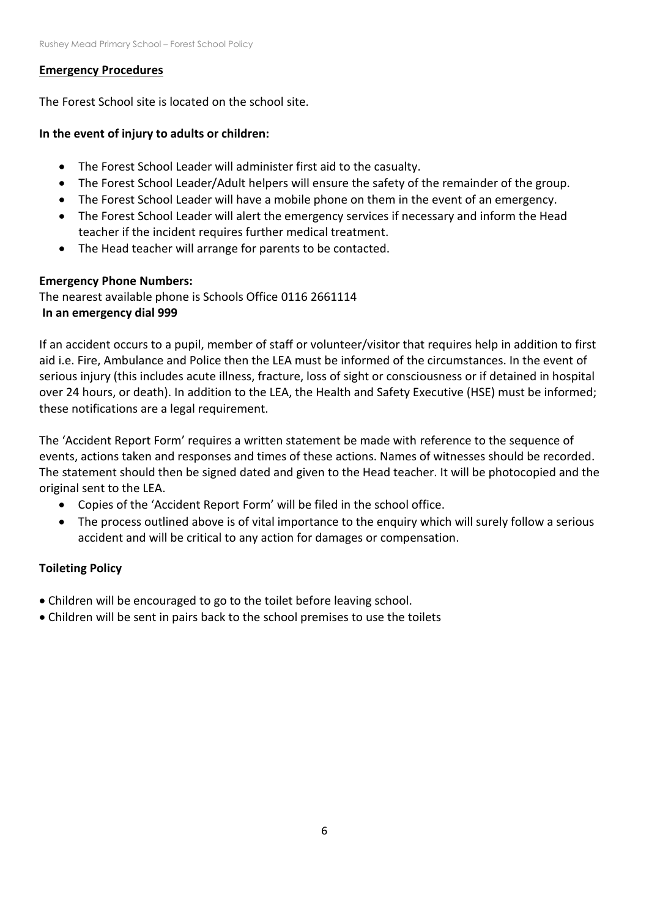## Emergency Procedures

The Forest School site is located on the school site.

**In the event of injury to adults or children:**

- The Forest School Leader will administer first aid to the casualty.
- The Forest School Leader/Adult helpers will ensure the safety of the remainder of the group.
- The Forest School Leader will have a mobile phone on them in the event of an emergency.
- The Forest School Leader will alert the emergency services if necessary and inform the Head teacher if the incident requires further medical treatment.
- The Head teacher will arrange for parents to be contacted.

**Emergency Phone Numbers:**
The nearest available phone is Schools Office 0116 2661114
**In an emergency dial 999**

If an accident occurs to a pupil, member of staff or volunteer/visitor that requires help in addition to first aid i.e. Fire, Ambulance and Police then the LEA must be informed of the circumstances. In the event of serious injury (this includes acute illness, fracture, loss of sight or consciousness or if detained in hospital over 24 hours, or death). In addition to the LEA, the Health and Safety Executive (HSE) must be informed; these notifications are a legal requirement.

The 'Accident Report Form' requires a written statement be made with reference to the sequence of events, actions taken and responses and times of these actions. Names of witnesses should be recorded. The statement should then be signed dated and given to the Head teacher. It will be photocopied and the original sent to the LEA.

- Copies of the 'Accident Report Form' will be filed in the school office.
- The process outlined above is of vital importance to the enquiry which will surely follow a serious accident and will be critical to any action for damages or compensation.

**Toileting Policy**

- Children will be encouraged to go to the toilet before leaving school.
- Children will be sent in pairs back to the school premises to use the toilets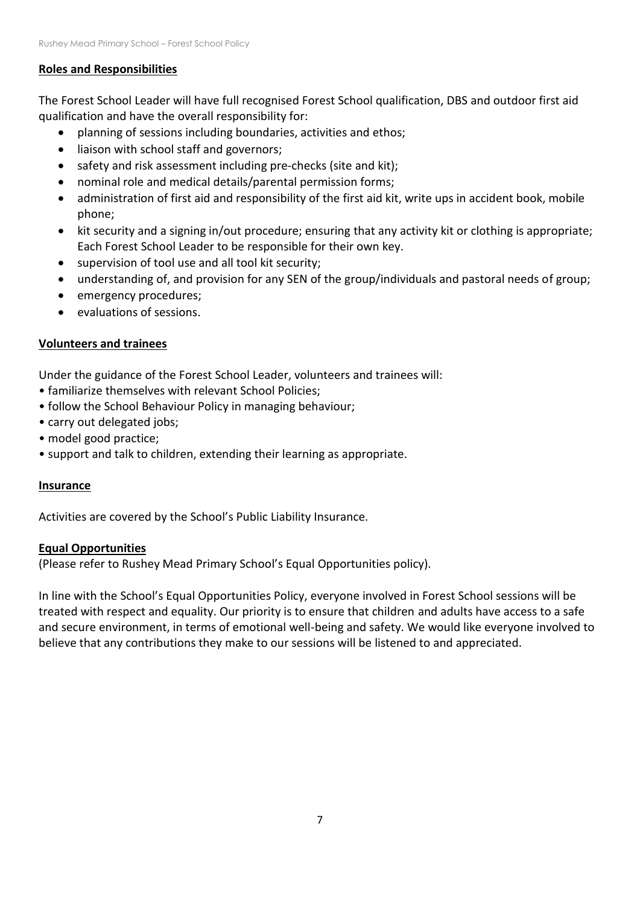## Roles and Responsibilities

The Forest School Leader will have full recognised Forest School qualification, DBS and outdoor first aid qualification and have the overall responsibility for:

- planning of sessions including boundaries, activities and ethos;
- liaison with school staff and governors;
- safety and risk assessment including pre-checks (site and kit);
- nominal role and medical details/parental permission forms;
- administration of first aid and responsibility of the first aid kit, write ups in accident book, mobile phone;
- kit security and a signing in/out procedure; ensuring that any activity kit or clothing is appropriate; Each Forest School Leader to be responsible for their own key.
- supervision of tool use and all tool kit security;
- understanding of, and provision for any SEN of the group/individuals and pastoral needs of group;
- emergency procedures;
- evaluations of sessions.

## Volunteers and trainees

Under the guidance of the Forest School Leader, volunteers and trainees will:

- familiarize themselves with relevant School Policies;
- follow the School Behaviour Policy in managing behaviour;
- carry out delegated jobs;
- model good practice;
- support and talk to children, extending their learning as appropriate.

## Insurance

Activities are covered by the School's Public Liability Insurance.

## Equal Opportunities

(Please refer to Rushey Mead Primary School's Equal Opportunities policy).

In line with the School's Equal Opportunities Policy, everyone involved in Forest School sessions will be treated with respect and equality. Our priority is to ensure that children and adults have access to a safe and secure environment, in terms of emotional well-being and safety. We would like everyone involved to believe that any contributions they make to our sessions will be listened to and appreciated.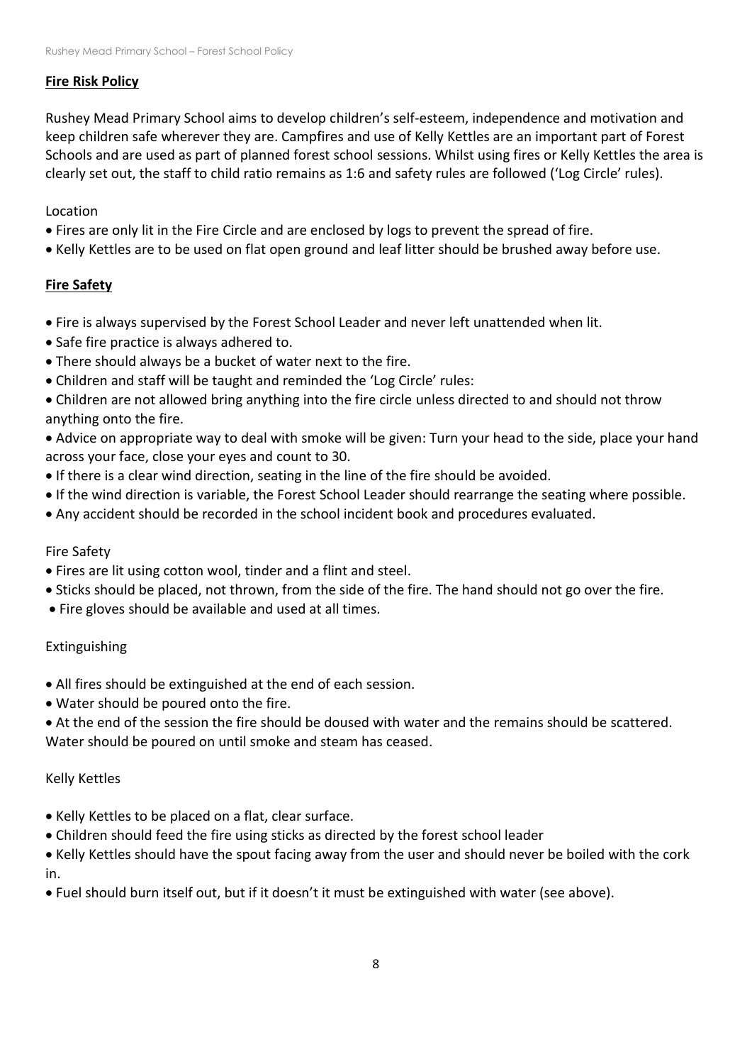**Fire Risk Policy**

Rushey Mead Primary School aims to develop children's self-esteem, independence and motivation and keep children safe wherever they are. Campfires and use of Kelly Kettles are an important part of Forest Schools and are used as part of planned forest school sessions. Whilst using fires or Kelly Kettles the area is clearly set out, the staff to child ratio remains as 1:6 and safety rules are followed ('Log Circle' rules).

Location

- Fires are only lit in the Fire Circle and are enclosed by logs to prevent the spread of fire.
- Kelly Kettles are to be used on flat open ground and leaf litter should be brushed away before use.

**Fire Safety**

- Fire is always supervised by the Forest School Leader and never left unattended when lit.
- Safe fire practice is always adhered to.
- There should always be a bucket of water next to the fire.
- Children and staff will be taught and reminded the 'Log Circle' rules:
- Children are not allowed bring anything into the fire circle unless directed to and should not throw anything onto the fire.
- Advice on appropriate way to deal with smoke will be given: Turn your head to the side, place your hand across your face, close your eyes and count to 30.
- If there is a clear wind direction, seating in the line of the fire should be avoided.
- If the wind direction is variable, the Forest School Leader should rearrange the seating where possible.
- Any accident should be recorded in the school incident book and procedures evaluated.

Fire Safety

- Fires are lit using cotton wool, tinder and a flint and steel.
- Sticks should be placed, not thrown, from the side of the fire. The hand should not go over the fire.
- Fire gloves should be available and used at all times.

Extinguishing

- All fires should be extinguished at the end of each session.
- Water should be poured onto the fire.
- At the end of the session the fire should be doused with water and the remains should be scattered. Water should be poured on until smoke and steam has ceased.

Kelly Kettles

- Kelly Kettles to be placed on a flat, clear surface.
- Children should feed the fire using sticks as directed by the forest school leader
- Kelly Kettles should have the spout facing away from the user and should never be boiled with the cork in.
- Fuel should burn itself out, but if it doesn't it must be extinguished with water (see above).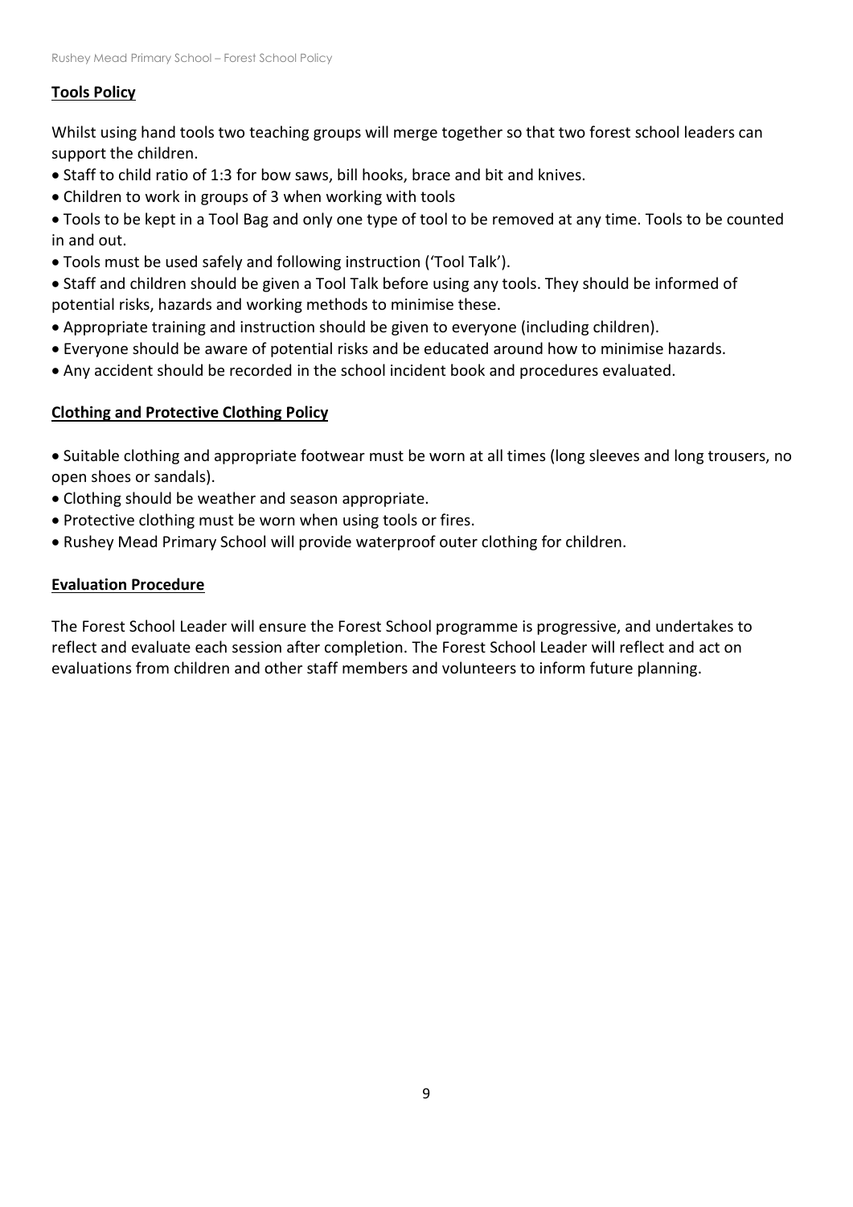**Tools Policy**

Whilst using hand tools two teaching groups will merge together so that two forest school leaders can support the children.

- Staff to child ratio of 1:3 for bow saws, bill hooks, brace and bit and knives.
- Children to work in groups of 3 when working with tools
- Tools to be kept in a Tool Bag and only one type of tool to be removed at any time. Tools to be counted in and out.
- Tools must be used safely and following instruction ('Tool Talk').
- Staff and children should be given a Tool Talk before using any tools. They should be informed of potential risks, hazards and working methods to minimise these.
- Appropriate training and instruction should be given to everyone (including children).
- Everyone should be aware of potential risks and be educated around how to minimise hazards.
- Any accident should be recorded in the school incident book and procedures evaluated.

**Clothing and Protective Clothing Policy**

- Suitable clothing and appropriate footwear must be worn at all times (long sleeves and long trousers, no open shoes or sandals).
- Clothing should be weather and season appropriate.
- Protective clothing must be worn when using tools or fires.
- Rushey Mead Primary School will provide waterproof outer clothing for children.

**Evaluation Procedure**

The Forest School Leader will ensure the Forest School programme is progressive, and undertakes to reflect and evaluate each session after completion. The Forest School Leader will reflect and act on evaluations from children and other staff members and volunteers to inform future planning.